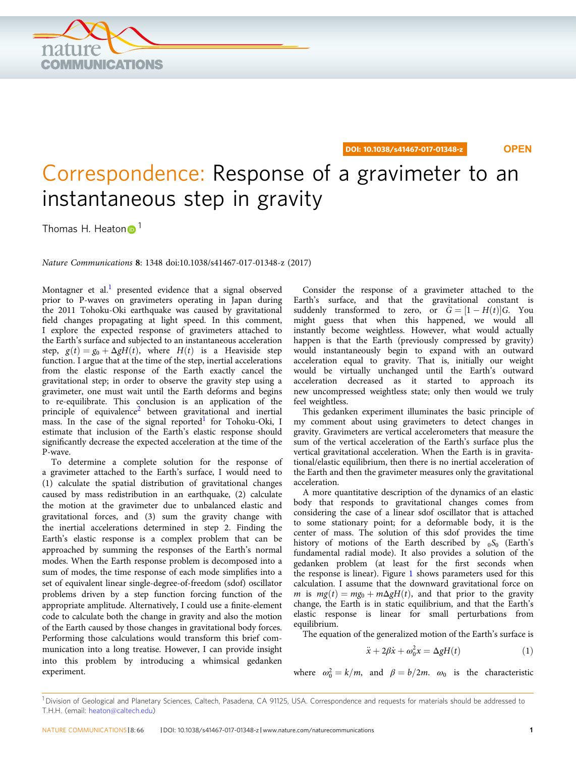DOI: 10.1038/s41467-017-01348-z

OPEN

# Correspondence: Response of a gravimeter to an instantaneous step in gravity

Thomas H. Heaton [1]

*Nature Communications* **8**: 1348 doi:10.1038/s41467-017-01348-z (2017)

Montagner et al.[1] presented evidence that a signal observed prior to P-waves on gravimeters operating in Japan during the 2011 Tohoku-Oki earthquake was caused by gravitational field changes propagating at light speed. In this comment, I explore the expected response of gravimeters attached to the Earth's surface and subjected to an instantaneous acceleration step, $g(t) = g_0 + \Delta g H(t)$, where $H(t)$ is a Heaviside step function. I argue that at the time of the step, inertial accelerations from the elastic response of the Earth exactly cancel the gravitational step; in order to observe the gravity step using a gravimeter, one must wait until the Earth deforms and begins to re-equilibrate. This conclusion is an application of the principle of equivalence[2] between gravitational and inertial mass. In the case of the signal reported[1] for Tohoku-Oki, I estimate that inclusion of the Earth's elastic response should significantly decrease the expected acceleration at the time of the P-wave.

To determine a complete solution for the response of a gravimeter attached to the Earth's surface, I would need to (1) calculate the spatial distribution of gravitational changes caused by mass redistribution in an earthquake, (2) calculate the motion at the gravimeter due to unbalanced elastic and gravitational forces, and (3) sum the gravity change with the inertial accelerations determined in step 2. Finding the Earth's elastic response is a complex problem that can be approached by summing the responses of the Earth's normal modes. When the Earth response problem is decomposed into a sum of modes, the time response of each mode simplifies into a set of equivalent linear single-degree-of-freedom (sdof) oscillator problems driven by a step function forcing function of the appropriate amplitude. Alternatively, I could use a finite-element code to calculate both the change in gravity and also the motion of the Earth caused by those changes in gravitational body forces. Performing those calculations would transform this brief communication into a long treatise. However, I can provide insight into this problem by introducing a whimsical gedanken experiment.

Consider the response of a gravimeter attached to the Earth's surface, and that the gravitational constant is suddenly transformed to zero, or $\hat{G} = [1 - H(t)]G$. You might guess that when this happened, we would all instantly become weightless. However, what would actually happen is that the Earth (previously compressed by gravity) would instantaneously begin to expand with an outward acceleration equal to gravity. That is, initially our weight would be virtually unchanged until the Earth's outward acceleration decreased as it started to approach its new uncompressed weightless state; only then would we truly feel weightless.

This gedanken experiment illuminates the basic principle of my comment about using gravimeters to detect changes in gravity. Gravimeters are vertical accelerometers that measure the sum of the vertical acceleration of the Earth's surface plus the vertical gravitational acceleration. When the Earth is in gravitational/elastic equilibrium, then there is no inertial acceleration of the Earth and then the gravimeter measures only the gravitational acceleration.

A more quantitative description of the dynamics of an elastic body that responds to gravitational changes comes from considering the case of a linear sdof oscillator that is attached to some stationary point; for a deformable body, it is the center of mass. The solution of this sdof provides the time history of motions of the Earth described by ${}_0S_0$ (Earth's fundamental radial mode). It also provides a solution of the gedanken problem (at least for the first seconds when the response is linear). Figure 1 shows parameters used for this calculation. I assume that the downward gravitational force on $m$ is $mg(t) = mg_0 + m\Delta g H(t)$, and that prior to the gravity change, the Earth is in static equilibrium, and that the Earth's elastic response is linear for small perturbations from equilibrium.

The equation of the generalized motion of the Earth's surface is

$$\ddot{x} + 2\beta\dot{x} + \omega_0^2 x = \Delta g H(t) \tag{1}$$

where $\omega_0^2 = k/m$, and $\beta = b/2m$. $\omega_0$ is the characteristic

[1] Division of Geological and Planetary Sciences, Caltech, Pasadena, CA 91125, USA. Correspondence and requests for materials should be addressed to T.H.H. (email: heaton@caltech.edu)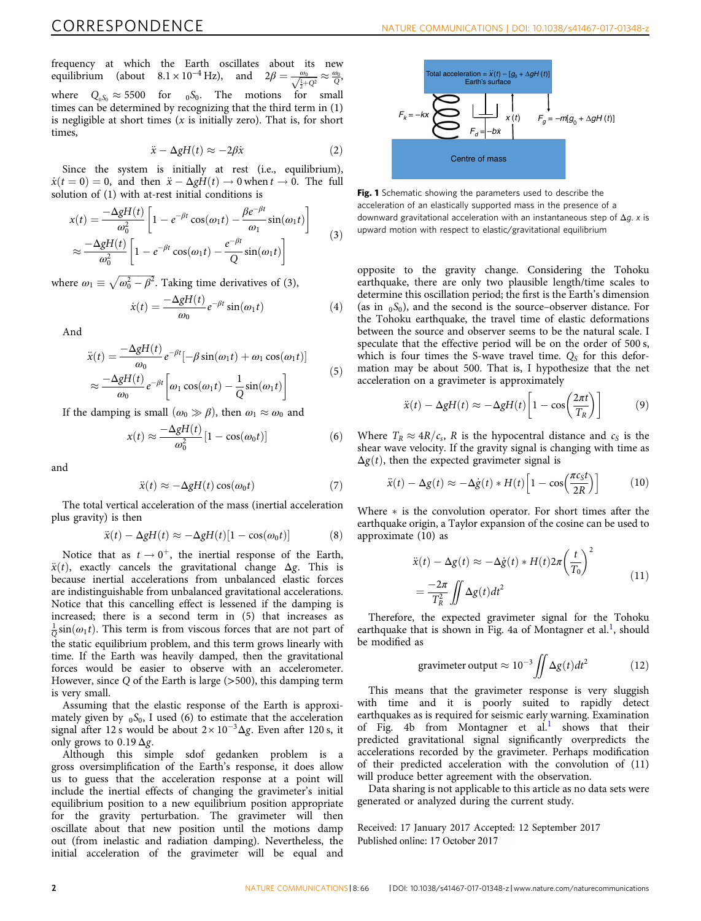frequency at which the Earth oscillates about its new equilibrium (about $8.1 \times 10^{-4}$ Hz), and $2\beta = \frac{\omega_0}{\sqrt{\frac{1}{2}+Q^2}} \approx \frac{\omega_0}{Q}$, where $Q_{{}_0S_0} \approx 5500$ for ${}_0S_0$. The motions for small times can be determined by recognizing that the third term in (1) is negligible at short times ($x$ is initially zero). That is, for short times,

$$\ddot{x} - \Delta g H(t) \approx -2\beta\dot{x} \tag{2}$$

Since the system is initially at rest (i.e., equilibrium), $\dot{x}(t=0)=0$, and then $\ddot{x} - \Delta g H(t) \to 0$ when $t \to 0$. The full solution of (1) with at-rest initial conditions is

$$\begin{aligned} x(t) &= \frac{-\Delta g H(t)}{\omega_0^2}\left[1 - e^{-\beta t}\cos(\omega_1 t) - \frac{\beta e^{-\beta t}}{\omega_1}\sin(\omega_1 t)\right] \\ &\approx \frac{-\Delta g H(t)}{\omega_0^2}\left[1 - e^{-\beta t}\cos(\omega_1 t) - \frac{e^{-\beta t}}{Q}\sin(\omega_1 t)\right] \end{aligned} \tag{3}$$

where $\omega_1 \equiv \sqrt{\omega_0^2 - \beta^2}$. Taking time derivatives of (3),

$$\dot{x}(t) = \frac{-\Delta g H(t)}{\omega_0} e^{-\beta t}\sin(\omega_1 t) \tag{4}$$

And

$$\begin{aligned} \ddot{x}(t) &= \frac{-\Delta g H(t)}{\omega_0} e^{-\beta t}[-\beta\sin(\omega_1 t) + \omega_1\cos(\omega_1 t)] \\ &\approx \frac{-\Delta g H(t)}{\omega_0} e^{-\beta t}\left[\omega_1\cos(\omega_1 t) - \frac{1}{Q}\sin(\omega_1 t)\right] \end{aligned} \tag{5}$$

If the damping is small ($\omega_0 \gg \beta$), then $\omega_1 \approx \omega_0$ and

$$x(t) \approx \frac{-\Delta g H(t)}{\omega_0^2}[1 - \cos(\omega_0 t)] \tag{6}$$

and

$$\ddot{x}(t) \approx -\Delta g H(t)\cos(\omega_0 t) \tag{7}$$

The total vertical acceleration of the mass (inertial acceleration plus gravity) is then

$$\ddot{x}(t) - \Delta g H(t) \approx -\Delta g H(t)[1 - \cos(\omega_0 t)] \tag{8}$$

Notice that as $t \to 0^+$, the inertial response of the Earth, $\ddot{x}(t)$, exactly cancels the gravitational change $\Delta g$. This is because inertial accelerations from unbalanced elastic forces are indistinguishable from unbalanced gravitational accelerations. Notice that this cancelling effect is lessened if the damping is increased; there is a second term in (5) that increases as $\frac{1}{Q}\sin(\omega_1 t)$. This term is from viscous forces that are not part of the static equilibrium problem, and this term grows linearly with time. If the Earth was heavily damped, then the gravitational forces would be easier to observe with an accelerometer. However, since $Q$ of the Earth is large (>500), this damping term is very small.

Assuming that the elastic response of the Earth is approximately given by ${}_0S_0$, I used (6) to estimate that the acceleration signal after 12 s would be about $2 \times 10^{-3}\Delta g$. Even after 120 s, it only grows to $0.19\,\Delta g$.

Although this simple sdof gedanken problem is a gross oversimplification of the Earth's response, it does allow us to guess that the acceleration response at a point will include the inertial effects of changing the gravimeter's initial equilibrium position to a new equilibrium position appropriate for the gravity perturbation. The gravimeter will then oscillate about that new position until the motions damp out (from inelastic and radiation damping). Nevertheless, the initial acceleration of the gravimeter will be equal and opposite to the gravity change. Considering the Tohoku earthquake, there are only two plausible length/time scales to determine this oscillation period; the first is the Earth's dimension (as in ${}_0S_0$), and the second is the source–observer distance. For the Tohoku earthquake, the travel time of elastic deformations between the source and observer seems to be the natural scale. I speculate that the effective period will be on the order of 500 s, which is four times the S-wave travel time. $Q_S$ for this deformation may be about 500. That is, I hypothesize that the net acceleration on a gravimeter is approximately

$$\ddot{x}(t) - \Delta g H(t) \approx -\Delta g H(t)\left[1 - \cos\left(\frac{2\pi t}{T_R}\right)\right] \tag{9}$$

Where $T_R \approx 4R/c_s$, $R$ is the hypocentral distance and $c_S$ is the shear wave velocity. If the gravity signal is changing with time as $\Delta g(t)$, then the expected gravimeter signal is

$$\ddot{x}(t) - \Delta g(t) \approx -\Delta\dot{g}(t) * H(t)\left[1 - \cos\left(\frac{\pi c_S t}{2R}\right)\right] \tag{10}$$

Where $*$ is the convolution operator. For short times after the earthquake origin, a Taylor expansion of the cosine can be used to approximate (10) as

$$\begin{aligned} \ddot{x}(t) - \Delta g(t) &\approx -\Delta\dot{g}(t) * H(t)2\pi\left(\frac{t}{T_0}\right)^2 \\ &= \frac{-2\pi}{T_R^2}\iint \Delta g(t)dt^2 \end{aligned} \tag{11}$$

Therefore, the expected gravimeter signal for the Tohoku earthquake that is shown in Fig. 4a of Montagner et al.[1], should be modified as

$$\text{gravimeter output} \approx 10^{-3}\iint \Delta g(t)dt^2 \tag{12}$$

This means that the gravimeter response is very sluggish with time and it is poorly suited to rapidly detect earthquakes as is required for seismic early warning. Examination of Fig. 4b from Montagner et al.[1] shows that their predicted gravitational signal significantly overpredicts the accelerations recorded by the gravimeter. Perhaps modification of their predicted acceleration with the convolution of (11) will produce better agreement with the observation.

Data sharing is not applicable to this article as no data sets were generated or analyzed during the current study.

**Fig. 1** Schematic showing the parameters used to describe the acceleration of an elastically supported mass in the presence of a downward gravitational acceleration with an instantaneous step of $\Delta g$. $x$ is upward motion with respect to elastic/gravitational equilibrium

Received: 17 January 2017 Accepted: 12 September 2017
Published online: 17 October 2017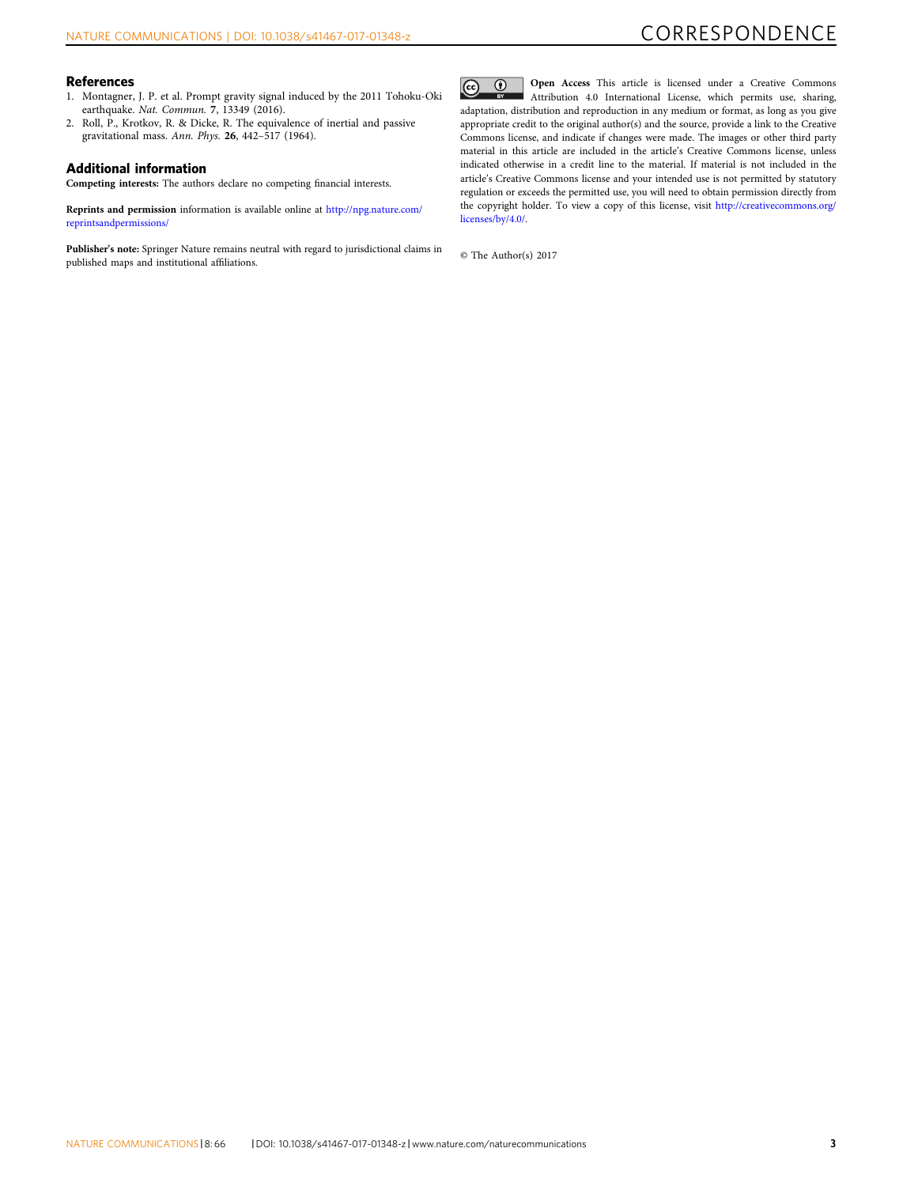## References

1. Montagner, J. P. et al. Prompt gravity signal induced by the 2011 Tohoku-Oki earthquake. *Nat. Commun.* **7**, 13349 (2016).
2. Roll, P., Krotkov, R. & Dicke, R. The equivalence of inertial and passive gravitational mass. *Ann. Phys.* **26**, 442–517 (1964).

## Additional information

**Competing interests:** The authors declare no competing financial interests.

**Reprints and permission** information is available online at http://npg.nature.com/reprintsandpermissions/

**Publisher's note:** Springer Nature remains neutral with regard to jurisdictional claims in published maps and institutional affiliations.

**Open Access** This article is licensed under a Creative Commons Attribution 4.0 International License, which permits use, sharing, adaptation, distribution and reproduction in any medium or format, as long as you give appropriate credit to the original author(s) and the source, provide a link to the Creative Commons license, and indicate if changes were made. The images or other third party material in this article are included in the article's Creative Commons license, unless indicated otherwise in a credit line to the material. If material is not included in the article's Creative Commons license and your intended use is not permitted by statutory regulation or exceeds the permitted use, you will need to obtain permission directly from the copyright holder. To view a copy of this license, visit http://creativecommons.org/licenses/by/4.0/.

© The Author(s) 2017